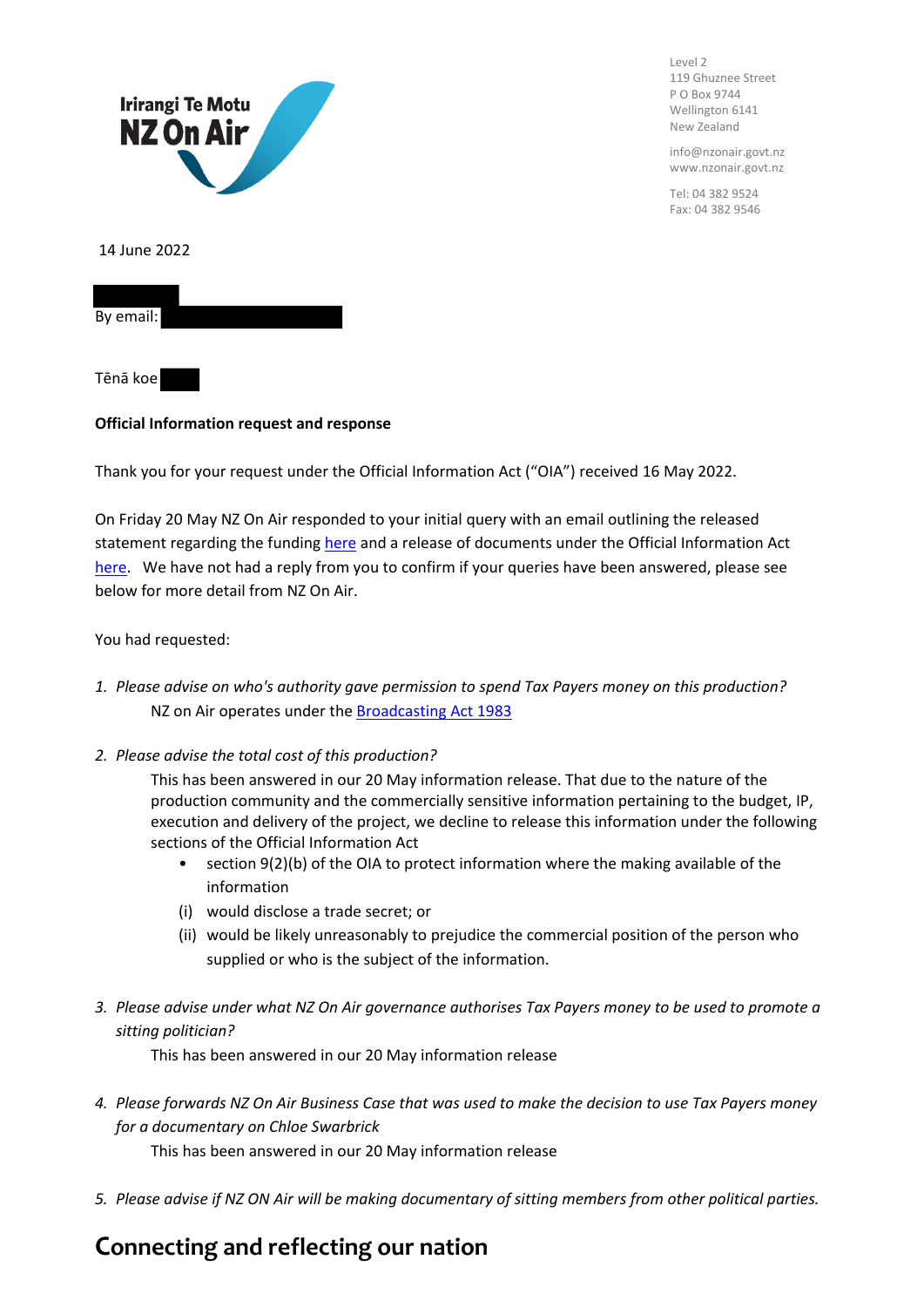Irirangi Te Motu
NZ On Air

Level 2
119 Ghuznee Street
P O Box 9744
Wellington 6141
New Zealand

info@nzonair.govt.nz
www.nzonair.govt.nz

Tel: 04 382 9524
Fax: 04 382 9546

14 June 2022

By email:

Tēnā koe

**Official Information request and response**

Thank you for your request under the Official Information Act ("OIA") received 16 May 2022.

On Friday 20 May NZ On Air responded to your initial query with an email outlining the released statement regarding the funding here and a release of documents under the Official Information Act here. We have not had a reply from you to confirm if your queries have been answered, please see below for more detail from NZ On Air.

You had requested:

1. *Please advise on who's authority gave permission to spend Tax Payers money on this production?*
   NZ on Air operates under the Broadcasting Act 1983

2. *Please advise the total cost of this production?*
   This has been answered in our 20 May information release. That due to the nature of the production community and the commercially sensitive information pertaining to the budget, IP, execution and delivery of the project, we decline to release this information under the following sections of the Official Information Act
   - section 9(2)(b) of the OIA to protect information where the making available of the information
     (i) would disclose a trade secret; or
     (ii) would be likely unreasonably to prejudice the commercial position of the person who supplied or who is the subject of the information.

3. *Please advise under what NZ On Air governance authorises Tax Payers money to be used to promote a sitting politician?*
   This has been answered in our 20 May information release

4. *Please forwards NZ On Air Business Case that was used to make the decision to use Tax Payers money for a documentary on Chloe Swarbrick*
   This has been answered in our 20 May information release

5. *Please advise if NZ ON Air will be making documentary of sitting members from other political parties.*

## Connecting and reflecting our nation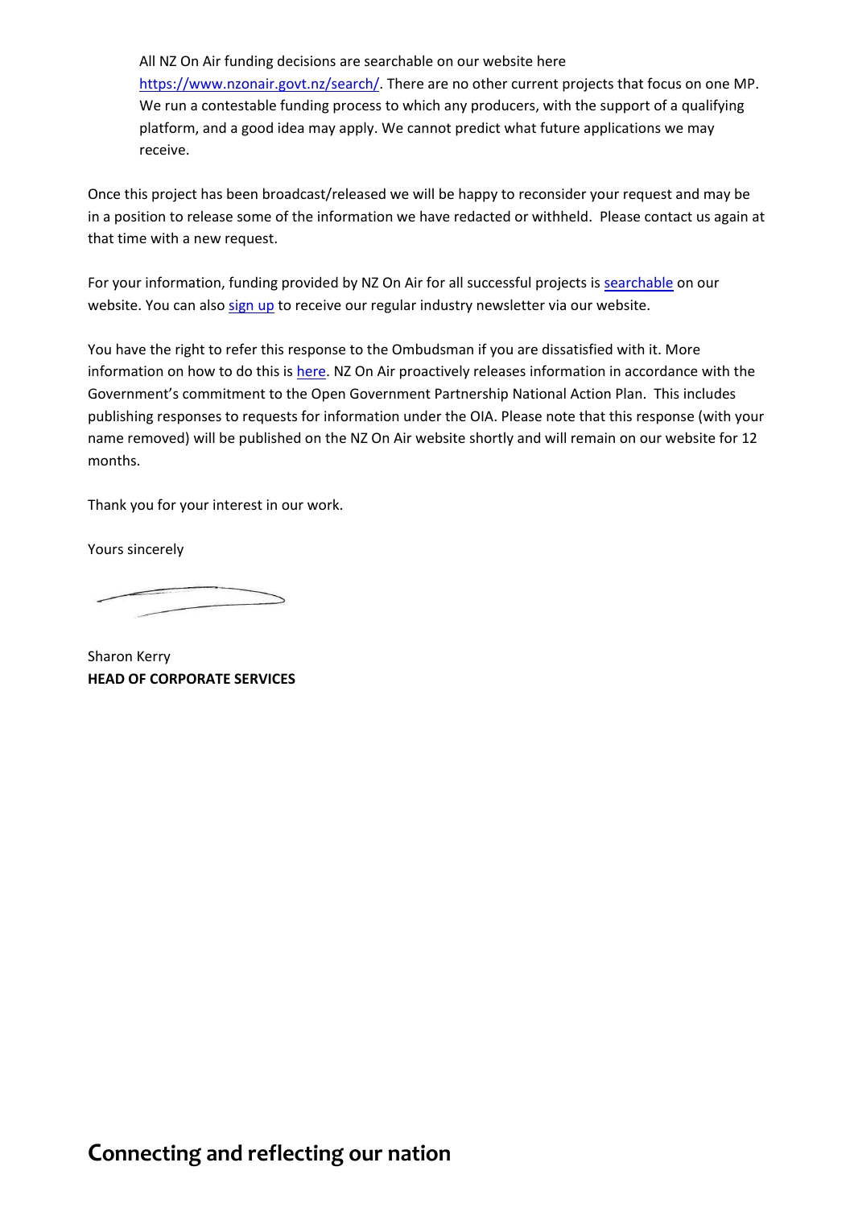All NZ On Air funding decisions are searchable on our website here https://www.nzonair.govt.nz/search/. There are no other current projects that focus on one MP. We run a contestable funding process to which any producers, with the support of a qualifying platform, and a good idea may apply. We cannot predict what future applications we may receive.

Once this project has been broadcast/released we will be happy to reconsider your request and may be in a position to release some of the information we have redacted or withheld. Please contact us again at that time with a new request.

For your information, funding provided by NZ On Air for all successful projects is searchable on our website. You can also sign up to receive our regular industry newsletter via our website.

You have the right to refer this response to the Ombudsman if you are dissatisfied with it. More information on how to do this is here. NZ On Air proactively releases information in accordance with the Government's commitment to the Open Government Partnership National Action Plan. This includes publishing responses to requests for information under the OIA. Please note that this response (with your name removed) will be published on the NZ On Air website shortly and will remain on our website for 12 months.

Thank you for your interest in our work.

Yours sincerely

Sharon Kerry
**HEAD OF CORPORATE SERVICES**

**Connecting and reflecting our nation**